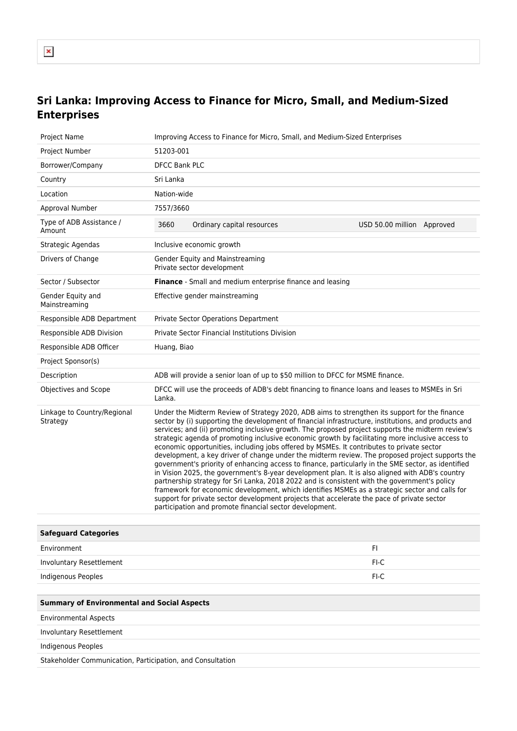# Sri Lanka: Improving Access to Finance for Micro, Small, and Medium-Sized Enterprises

| | |
|---|---|
| Project Name | Improving Access to Finance for Micro, Small, and Medium-Sized Enterprises |
| Project Number | 51203-001 |
| Borrower/Company | DFCC Bank PLC |
| Country | Sri Lanka |
| Location | Nation-wide |
| Approval Number | 7557/3660 |
| Type of ADB Assistance / Amount | 3660 Ordinary capital resources USD 50.00 million Approved |
| Strategic Agendas | Inclusive economic growth |
| Drivers of Change | Gender Equity and Mainstreaming<br>Private sector development |
| Sector / Subsector | **Finance** - Small and medium enterprise finance and leasing |
| Gender Equity and Mainstreaming | Effective gender mainstreaming |
| Responsible ADB Department | Private Sector Operations Department |
| Responsible ADB Division | Private Sector Financial Institutions Division |
| Responsible ADB Officer | Huang, Biao |
| Project Sponsor(s) | |
| Description | ADB will provide a senior loan of up to $50 million to DFCC for MSME finance. |
| Objectives and Scope | DFCC will use the proceeds of ADB's debt financing to finance loans and leases to MSMEs in Sri Lanka. |
| Linkage to Country/Regional Strategy | Under the Midterm Review of Strategy 2020, ADB aims to strengthen its support for the finance sector by (i) supporting the development of financial infrastructure, institutions, and products and services; and (ii) promoting inclusive growth. The proposed project supports the midterm review's strategic agenda of promoting inclusive economic growth by facilitating more inclusive access to economic opportunities, including jobs offered by MSMEs. It contributes to private sector development, a key driver of change under the midterm review. The proposed project supports the government's priority of enhancing access to finance, particularly in the SME sector, as identified in Vision 2025, the government's 8-year development plan. It is also aligned with ADB's country partnership strategy for Sri Lanka, 2018 2022 and is consistent with the government's policy framework for economic development, which identifies MSMEs as a strategic sector and calls for support for private sector development projects that accelerate the pace of private sector participation and promote financial sector development. |

| Safeguard Categories | |
|---|---|
| Environment | FI |
| Involuntary Resettlement | FI-C |
| Indigenous Peoples | FI-C |

| Summary of Environmental and Social Aspects |
|---|
| Environmental Aspects |
| Involuntary Resettlement |
| Indigenous Peoples |
| Stakeholder Communication, Participation, and Consultation |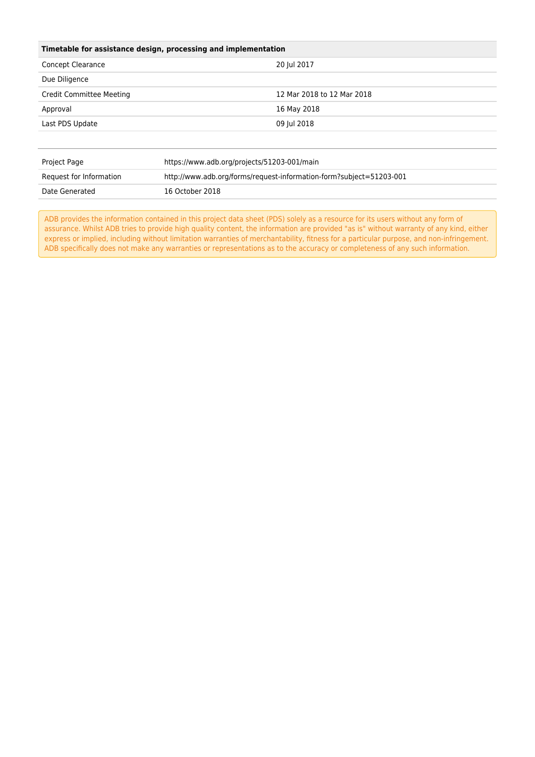| Timetable for assistance design, processing and implementation | |
|---|---|
| Concept Clearance | 20 Jul 2017 |
| Due Diligence | |
| Credit Committee Meeting | 12 Mar 2018 to 12 Mar 2018 |
| Approval | 16 May 2018 |
| Last PDS Update | 09 Jul 2018 |

| | |
|---|---|
| Project Page | https://www.adb.org/projects/51203-001/main |
| Request for Information | http://www.adb.org/forms/request-information-form?subject=51203-001 |
| Date Generated | 16 October 2018 |

ADB provides the information contained in this project data sheet (PDS) solely as a resource for its users without any form of assurance. Whilst ADB tries to provide high quality content, the information are provided "as is" without warranty of any kind, either express or implied, including without limitation warranties of merchantability, fitness for a particular purpose, and non-infringement. ADB specifically does not make any warranties or representations as to the accuracy or completeness of any such information.